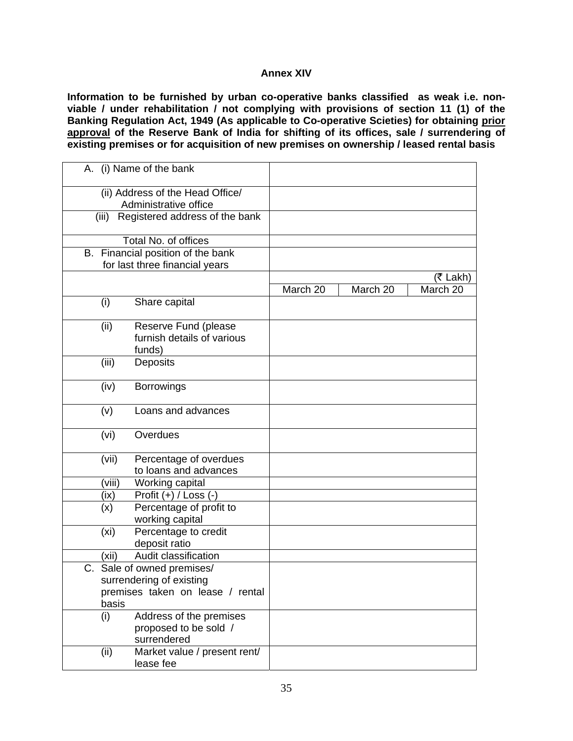**Annex XIV**

**Information to be furnished by urban co-operative banks classified as weak i.e. non-viable / under rehabilitation / not complying with provisions of section 11 (1) of the Banking Regulation Act, 1949 (As applicable to Co-operative Scieties) for obtaining <u>prior approval</u> of the Reserve Bank of India for shifting of its offices, sale / surrendering of existing premises or for acquisition of new premises on ownership / leased rental basis**

| | | | |
|---|---|---|---|
| A. (i) Name of the bank | | | |
| (ii) Address of the Head Office/ Administrative office | | | |
| (iii) Registered address of the bank | | | |
| Total No. of offices | | | |
| B. Financial position of the bank for last three financial years | | | |
| | | | (₹ Lakh) |
| | March 20 | March 20 | March 20 |
| (i) Share capital | | | |
| (ii) Reserve Fund (please furnish details of various funds) | | | |
| (iii) Deposits | | | |
| (iv) Borrowings | | | |
| (v) Loans and advances | | | |
| (vi) Overdues | | | |
| (vii) Percentage of overdues to loans and advances | | | |
| (viii) Working capital | | | |
| (ix) Profit (+) / Loss (-) | | | |
| (x) Percentage of profit to working capital | | | |
| (xi) Percentage to credit deposit ratio | | | |
| (xii) Audit classification | | | |
| C. Sale of owned premises/ surrendering of existing premises taken on lease / rental basis | | | |
| (i) Address of the premises proposed to be sold / surrendered | | | |
| (ii) Market value / present rent/ lease fee | | | |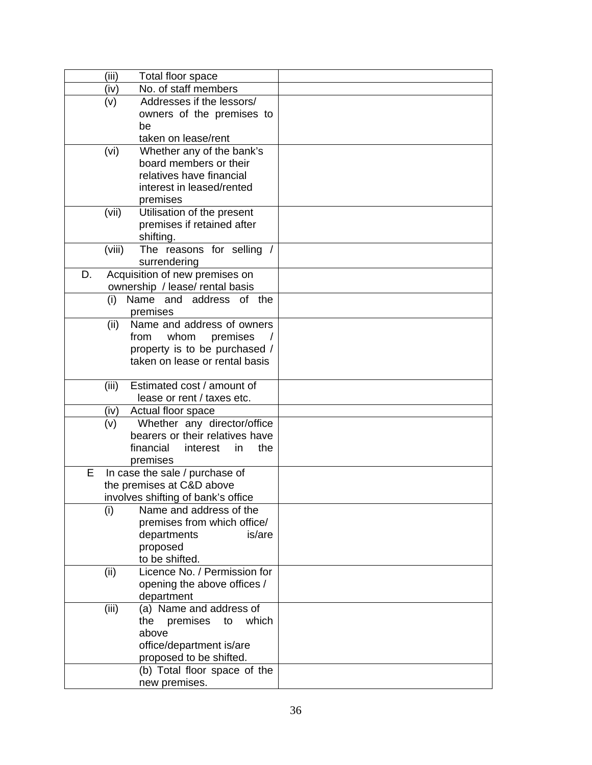| | |
|---|---|
| (iii) Total floor space | |
| (iv) No. of staff members | |
| (v) Addresses if the lessors/ owners of the premises to be taken on lease/rent | |
| (vi) Whether any of the bank's board members or their relatives have financial interest in leased/rented premises | |
| (vii) Utilisation of the present premises if retained after shifting. | |
| (viii) The reasons for selling / surrendering | |
| D. Acquisition of new premises on ownership / lease/ rental basis | |
| (i) Name and address of the premises | |
| (ii) Name and address of owners from whom premises / property is to be purchased / taken on lease or rental basis | |
| (iii) Estimated cost / amount of lease or rent / taxes etc. | |
| (iv) Actual floor space | |
| (v) Whether any director/office bearers or their relatives have financial interest in the premises | |
| E In case the sale / purchase of the premises at C&D above involves shifting of bank's office | |
| (i) Name and address of the premises from which office/ departments is/are proposed to be shifted. | |
| (ii) Licence No. / Permission for opening the above offices / department | |
| (iii) (a) Name and address of the premises to which above office/department is/are proposed to be shifted. | |
| (b) Total floor space of the new premises. | |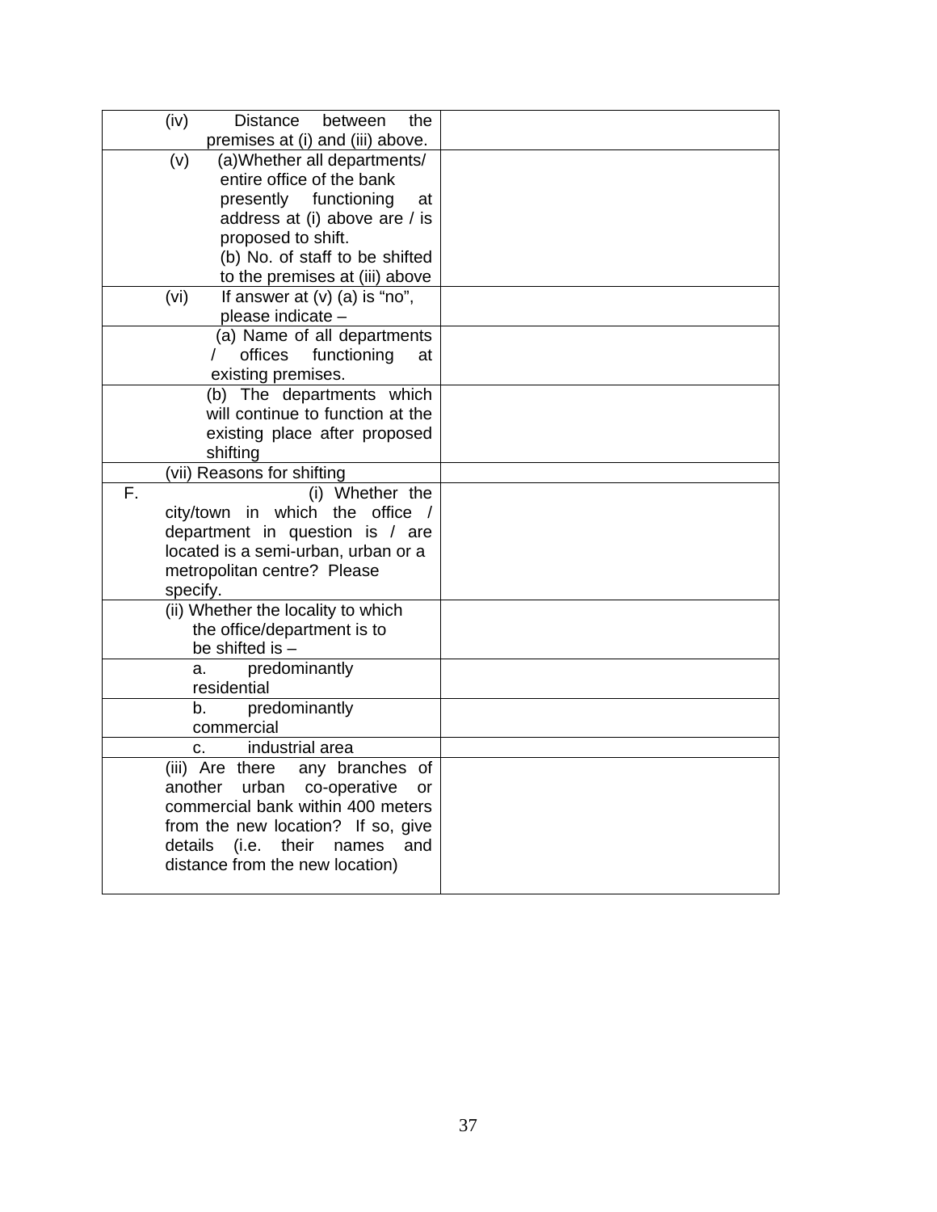| | |
|---|---|
| (iv) Distance between the premises at (i) and (iii) above. | |
| (v) (a)Whether all departments/ entire office of the bank presently functioning at address at (i) above are / is proposed to shift.<br>(b) No. of staff to be shifted to the premises at (iii) above | |
| (vi) If answer at (v) (a) is "no", please indicate – | |
| (a) Name of all departments / offices functioning at existing premises. | |
| (b) The departments which will continue to function at the existing place after proposed shifting | |
| (vii) Reasons for shifting | |
| F. (i) Whether the city/town in which the office / department in question is / are located is a semi-urban, urban or a metropolitan centre? Please specify. | |
| (ii) Whether the locality to which the office/department is to be shifted is – | |
| a. predominantly residential | |
| b. predominantly commercial | |
| c. industrial area | |
| (iii) Are there any branches of another urban co-operative or commercial bank within 400 meters from the new location? If so, give details (i.e. their names and distance from the new location) | |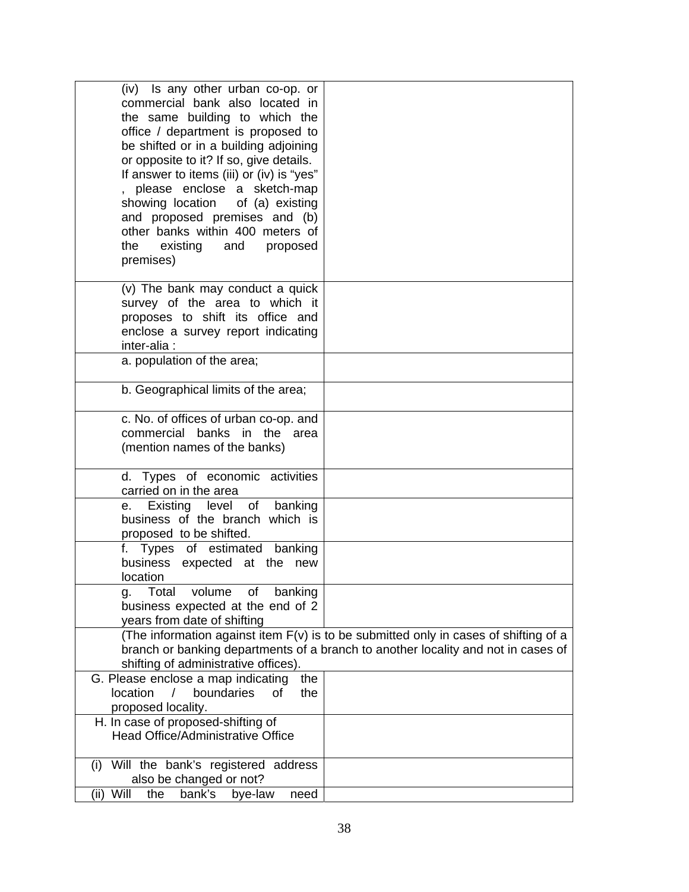| | |
|---|---|
| (iv) Is any other urban co-op. or commercial bank also located in the same building to which the office / department is proposed to be shifted or in a building adjoining or opposite to it? If so, give details. If answer to items (iii) or (iv) is "yes" , please enclose a sketch-map showing location of (a) existing and proposed premises and (b) other banks within 400 meters of the existing and proposed premises) | |
| (v) The bank may conduct a quick survey of the area to which it proposes to shift its office and enclose a survey report indicating inter-alia : | |
| a. population of the area; | |
| b. Geographical limits of the area; | |
| c. No. of offices of urban co-op. and commercial banks in the area (mention names of the banks) | |
| d. Types of economic activities carried on in the area | |
| e. Existing level of banking business of the branch which is proposed to be shifted. | |
| f. Types of estimated banking business expected at the new location | |
| g. Total volume of banking business expected at the end of 2 years from date of shifting | |
| (The information against item F(v) is to be submitted only in cases of shifting of a branch or banking departments of a branch to another locality and not in cases of shifting of administrative offices). | |
| G. Please enclose a map indicating the location / boundaries of the proposed locality. | |
| H. In case of proposed-shifting of Head Office/Administrative Office | |
| (i) Will the bank's registered address also be changed or not? | |
| (ii) Will the bank's bye-law need | |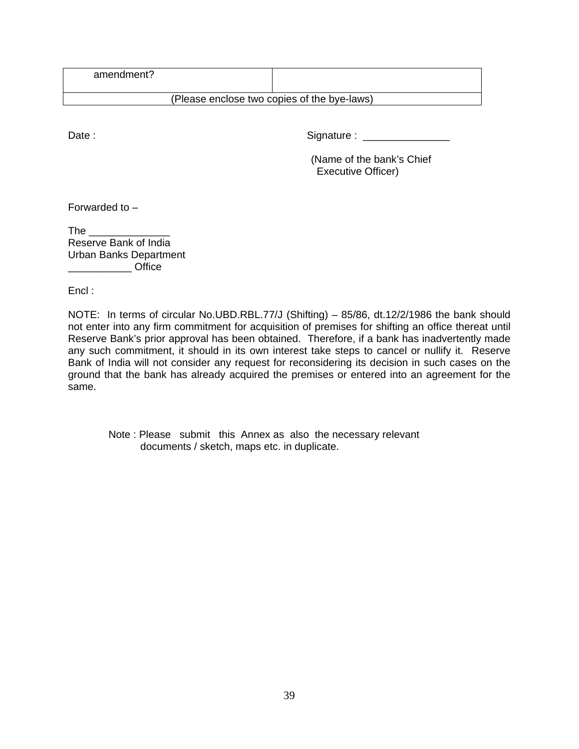| | |
|---|---|
| amendment? | |
| (Please enclose two copies of the bye-laws) | |

Date :

Signature : _______________

(Name of the bank's Chief Executive Officer)

Forwarded to –

The ______________
Reserve Bank of India
Urban Banks Department
___________ Office

Encl :

NOTE: In terms of circular No.UBD.RBL.77/J (Shifting) – 85/86, dt.12/2/1986 the bank should not enter into any firm commitment for acquisition of premises for shifting an office thereat until Reserve Bank's prior approval has been obtained. Therefore, if a bank has inadvertently made any such commitment, it should in its own interest take steps to cancel or nullify it. Reserve Bank of India will not consider any request for reconsidering its decision in such cases on the ground that the bank has already acquired the premises or entered into an agreement for the same.

Note : Please submit this Annex as also the necessary relevant documents / sketch, maps etc. in duplicate.